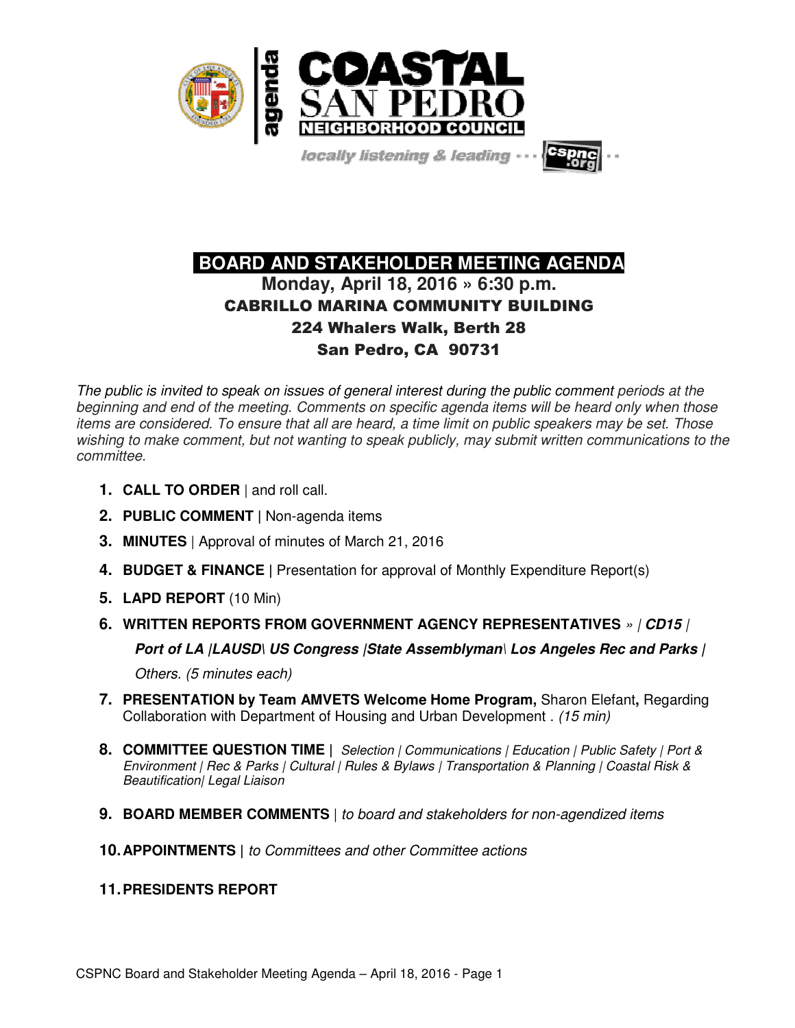# COASTAL SAN PEDRO NEIGHBORHOOD COUNCIL

agenda

*locally listening & leading* --- cspnc.org

## BOARD AND STAKEHOLDER MEETING AGENDA

### Monday, April 18, 2016 » 6:30 p.m.

**CABRILLO MARINA COMMUNITY BUILDING**
**224 Whalers Walk, Berth 28**
**San Pedro, CA 90731**

*The public is invited to speak on issues of general interest during the public comment periods at the beginning and end of the meeting. Comments on specific agenda items will be heard only when those items are considered. To ensure that all are heard, a time limit on public speakers may be set. Those wishing to make comment, but not wanting to speak publicly, may submit written communications to the committee.*

1. **CALL TO ORDER** | and roll call.
2. **PUBLIC COMMENT** | Non-agenda items
3. **MINUTES** | Approval of minutes of March 21, 2016
4. **BUDGET & FINANCE** | Presentation for approval of Monthly Expenditure Report(s)
5. **LAPD REPORT** (10 Min)
6. **WRITTEN REPORTS FROM GOVERNMENT AGENCY REPRESENTATIVES** *» | **CD15 | Port of LA |LAUSD\ US Congress |State Assemblyman\ Los Angeles Rec and Parks |** Others. (5 minutes each)*
7. **PRESENTATION by Team AMVETS Welcome Home Program,** Sharon Elefant**,** Regarding Collaboration with Department of Housing and Urban Development . *(15 min)*
8. **COMMITTEE QUESTION TIME |** *Selection | Communications | Education | Public Safety | Port & Environment | Rec & Parks | Cultural | Rules & Bylaws | Transportation & Planning | Coastal Risk & Beautification| Legal Liaison*
9. **BOARD MEMBER COMMENTS** | *to board and stakeholders for non-agendized items*
10. **APPOINTMENTS |** *to Committees and other Committee actions*
11. **PRESIDENTS REPORT**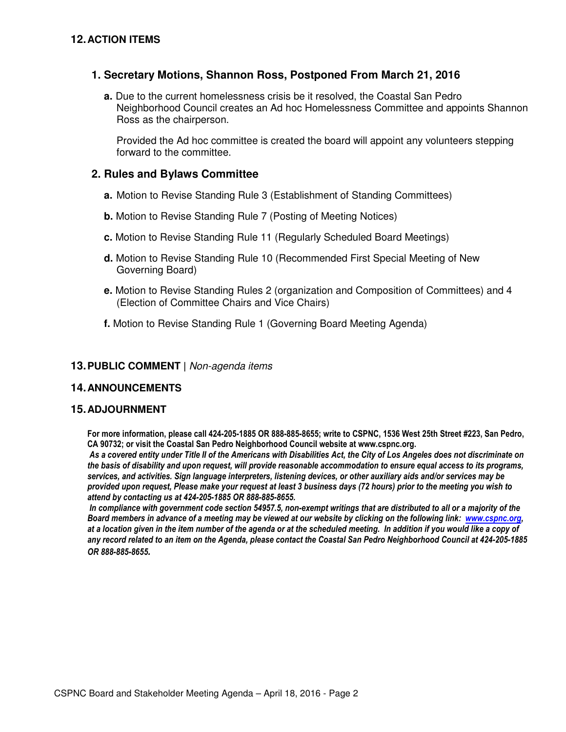## 12. ACTION ITEMS

### 1. Secretary Motions, Shannon Ross, Postponed From March 21, 2016

**a.** Due to the current homelessness crisis be it resolved, the Coastal San Pedro Neighborhood Council creates an Ad hoc Homelessness Committee and appoints Shannon Ross as the chairperson.

Provided the Ad hoc committee is created the board will appoint any volunteers stepping forward to the committee.

### 2. Rules and Bylaws Committee

**a.** Motion to Revise Standing Rule 3 (Establishment of Standing Committees)

**b.** Motion to Revise Standing Rule 7 (Posting of Meeting Notices)

**c.** Motion to Revise Standing Rule 11 (Regularly Scheduled Board Meetings)

**d.** Motion to Revise Standing Rule 10 (Recommended First Special Meeting of New Governing Board)

**e.** Motion to Revise Standing Rules 2 (organization and Composition of Committees) and 4 (Election of Committee Chairs and Vice Chairs)

**f.** Motion to Revise Standing Rule 1 (Governing Board Meeting Agenda)

## 13. PUBLIC COMMENT | *Non-agenda items*

## 14. ANNOUNCEMENTS

## 15. ADJOURNMENT

**For more information, please call 424-205-1885 OR 888-885-8655; write to CSPNC, 1536 West 25th Street #223, San Pedro, CA 90732; or visit the Coastal San Pedro Neighborhood Council website at www.cspnc.org.**

***As a covered entity under Title II of the Americans with Disabilities Act, the City of Los Angeles does not discriminate on the basis of disability and upon request, will provide reasonable accommodation to ensure equal access to its programs, services, and activities. Sign language interpreters, listening devices, or other auxiliary aids and/or services may be provided upon request, Please make your request at least 3 business days (72 hours) prior to the meeting you wish to attend by contacting us at 424-205-1885 OR 888-885-8655.***

***In compliance with government code section 54957.5, non-exempt writings that are distributed to all or a majority of the Board members in advance of a meeting may be viewed at our website by clicking on the following link: www.cspnc.org, at a location given in the item number of the agenda or at the scheduled meeting. In addition if you would like a copy of any record related to an item on the Agenda, please contact the Coastal San Pedro Neighborhood Council at 424-205-1885 OR 888-885-8655.***